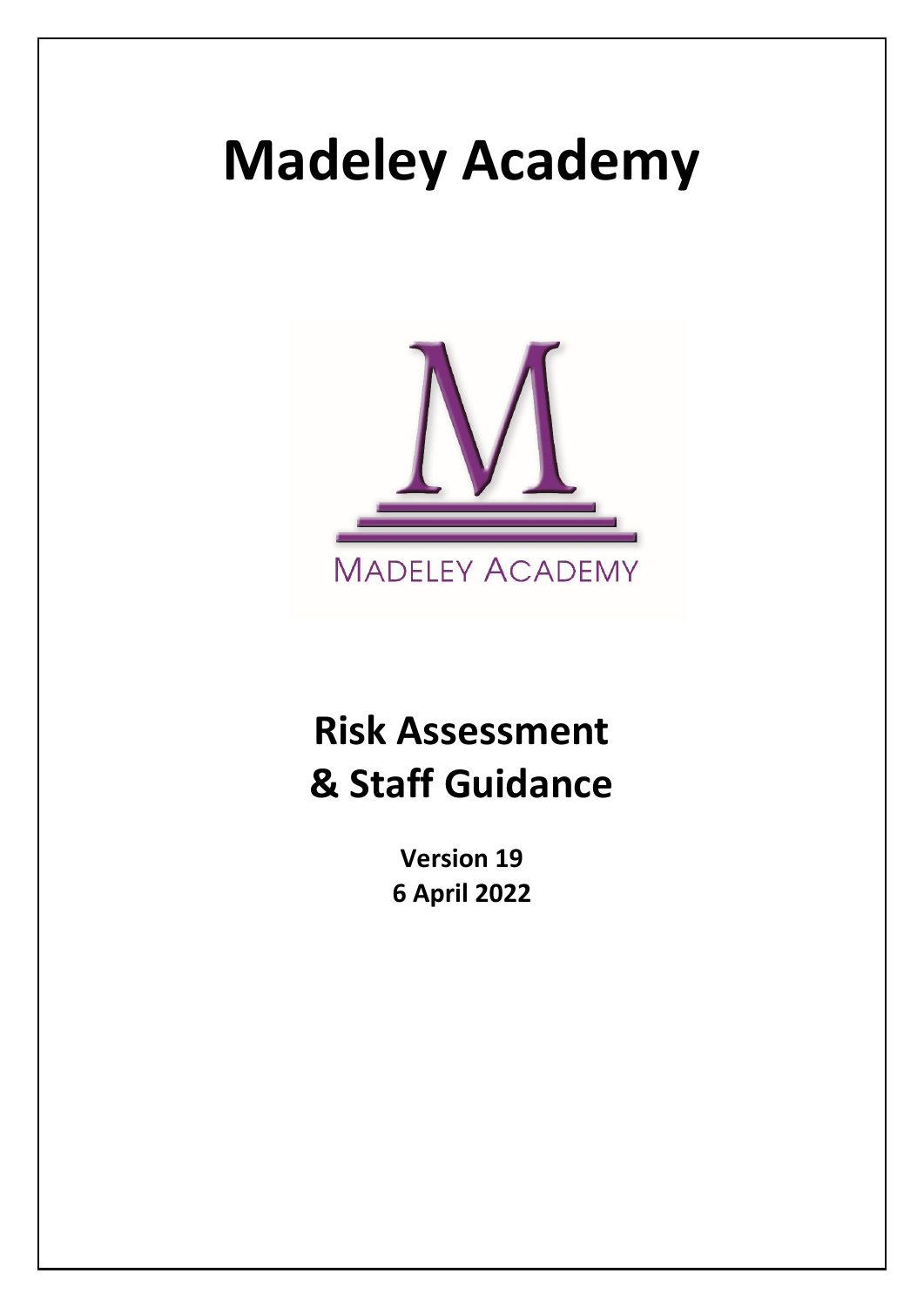# Madeley Academy

MADELEY ACADEMY

## Risk Assessment & Staff Guidance

**Version 19**
**6 April 2022**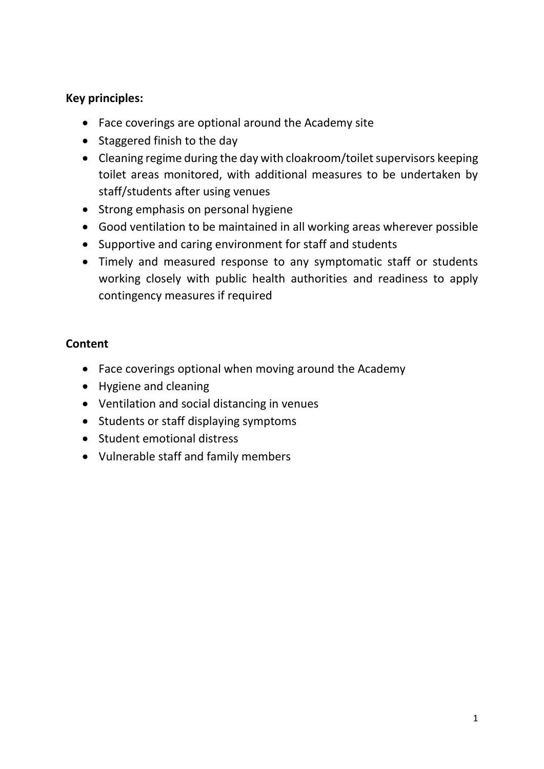**Key principles:**

- Face coverings are optional around the Academy site
- Staggered finish to the day
- Cleaning regime during the day with cloakroom/toilet supervisors keeping toilet areas monitored, with additional measures to be undertaken by staff/students after using venues
- Strong emphasis on personal hygiene
- Good ventilation to be maintained in all working areas wherever possible
- Supportive and caring environment for staff and students
- Timely and measured response to any symptomatic staff or students working closely with public health authorities and readiness to apply contingency measures if required

**Content**

- Face coverings optional when moving around the Academy
- Hygiene and cleaning
- Ventilation and social distancing in venues
- Students or staff displaying symptoms
- Student emotional distress
- Vulnerable staff and family members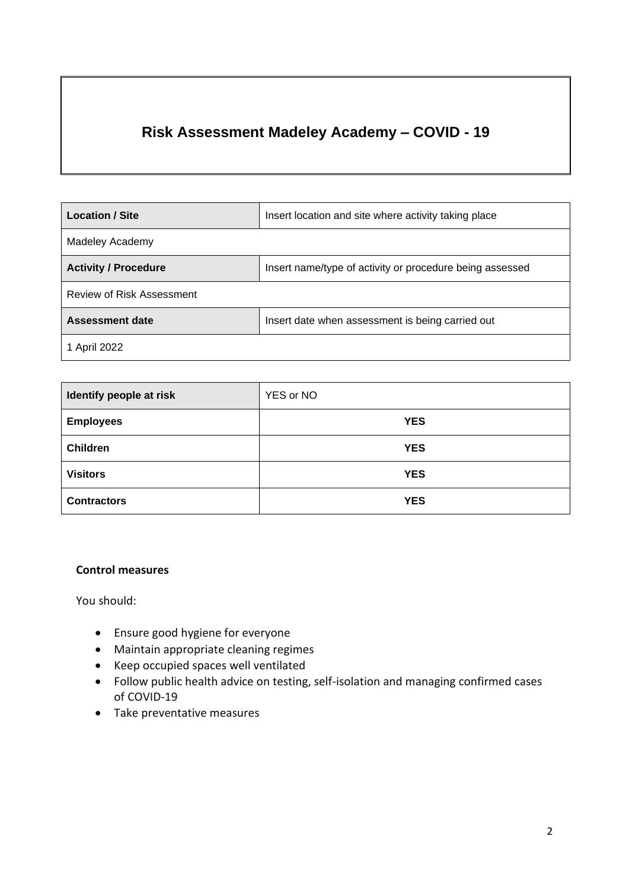# Risk Assessment Madeley Academy – COVID - 19

| Location / Site | Insert location and site where activity taking place |
|---|---|
| Madeley Academy | |
| **Activity / Procedure** | Insert name/type of activity or procedure being assessed |
| Review of Risk Assessment | |
| **Assessment date** | Insert date when assessment is being carried out |
| 1 April 2022 | |

| Identify people at risk | YES or NO |
|---|---|
| **Employees** | **YES** |
| **Children** | **YES** |
| **Visitors** | **YES** |
| **Contractors** | **YES** |

**Control measures**

You should:

- Ensure good hygiene for everyone
- Maintain appropriate cleaning regimes
- Keep occupied spaces well ventilated
- Follow public health advice on testing, self-isolation and managing confirmed cases of COVID-19
- Take preventative measures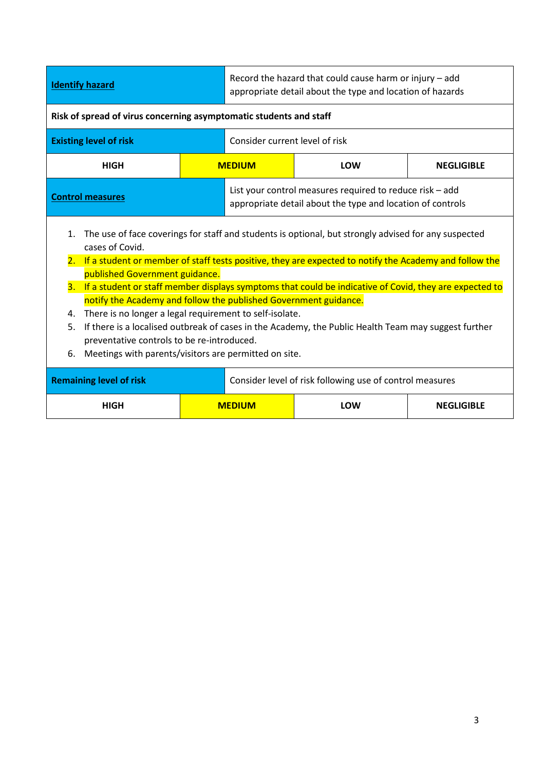| **Identify hazard** | Record the hazard that could cause harm or injury – add appropriate detail about the type and location of hazards | | |
|---|---|---|---|
| **Risk of spread of virus concerning asymptomatic students and staff** | | | |
| **Existing level of risk** | Consider current level of risk | | |
| **HIGH** | **MEDIUM** | **LOW** | **NEGLIGIBLE** |
| **Control measures** | List your control measures required to reduce risk – add appropriate detail about the type and location of controls | | |

1. The use of face coverings for staff and students is optional, but strongly advised for any suspected cases of Covid.
2. If a student or member of staff tests positive, they are expected to notify the Academy and follow the published Government guidance.
3. If a student or staff member displays symptoms that could be indicative of Covid, they are expected to notify the Academy and follow the published Government guidance.
4. There is no longer a legal requirement to self-isolate.
5. If there is a localised outbreak of cases in the Academy, the Public Health Team may suggest further preventative controls to be re-introduced.
6. Meetings with parents/visitors are permitted on site.

| **Remaining level of risk** | Consider level of risk following use of control measures | | |
|---|---|---|---|
| **HIGH** | **MEDIUM** | **LOW** | **NEGLIGIBLE** |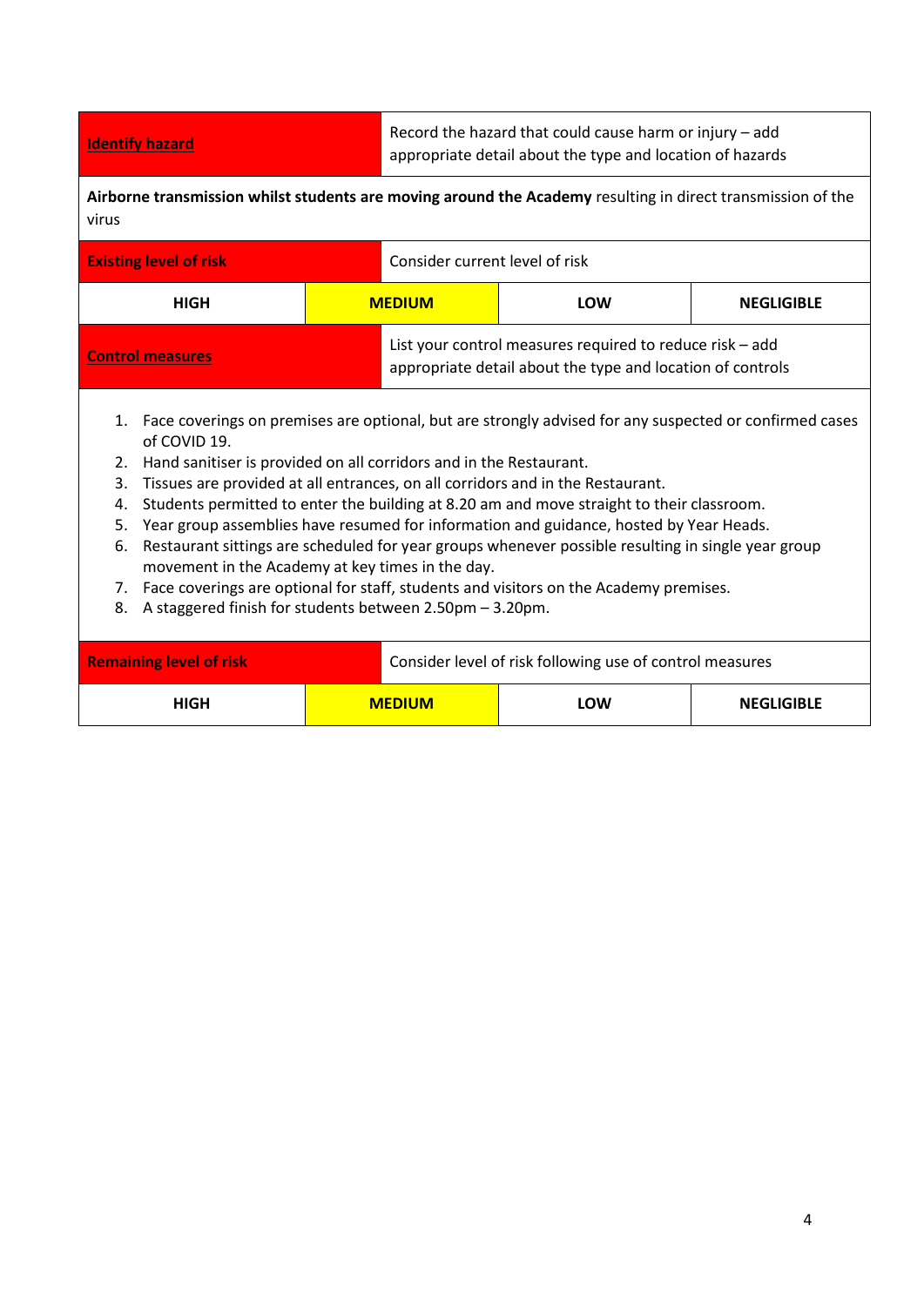| Identify hazard | Record the hazard that could cause harm or injury – add appropriate detail about the type and location of hazards | | |
|---|---|---|---|
| **Airborne transmission whilst students are moving around the Academy** resulting in direct transmission of the virus | | | |
| **Existing level of risk** | Consider current level of risk | | |
| **HIGH** | **MEDIUM** | **LOW** | **NEGLIGIBLE** |
| **Control measures** | List your control measures required to reduce risk – add appropriate detail about the type and location of controls | | |
| 1. Face coverings on premises are optional, but are strongly advised for any suspected or confirmed cases of COVID 19.<br>2. Hand sanitiser is provided on all corridors and in the Restaurant.<br>3. Tissues are provided at all entrances, on all corridors and in the Restaurant.<br>4. Students permitted to enter the building at 8.20 am and move straight to their classroom.<br>5. Year group assemblies have resumed for information and guidance, hosted by Year Heads.<br>6. Restaurant sittings are scheduled for year groups whenever possible resulting in single year group movement in the Academy at key times in the day.<br>7. Face coverings are optional for staff, students and visitors on the Academy premises.<br>8. A staggered finish for students between 2.50pm – 3.20pm. | | | |
| **Remaining level of risk** | Consider level of risk following use of control measures | | |
| **HIGH** | **MEDIUM** | **LOW** | **NEGLIGIBLE** |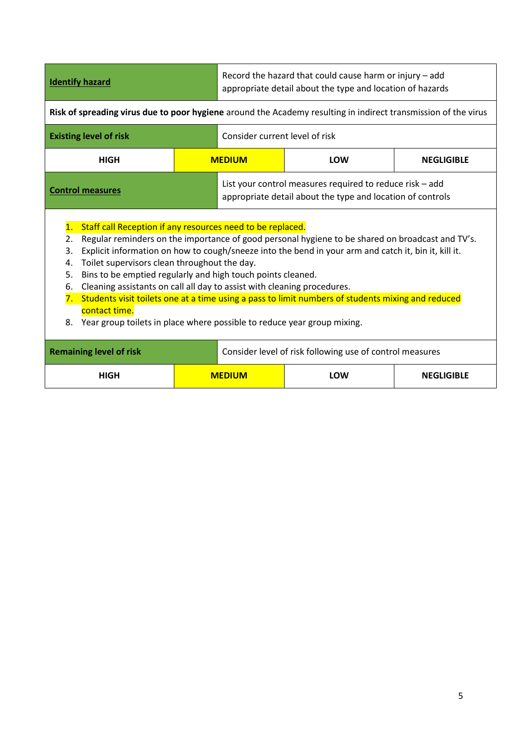| **Identify hazard** | Record the hazard that could cause harm or injury – add appropriate detail about the type and location of hazards | | |
|---|---|---|---|
| **Risk of spreading virus due to poor hygiene** around the Academy resulting in indirect transmission of the virus | | | |
| **Existing level of risk** | Consider current level of risk | | |
| **HIGH** | **MEDIUM** | **LOW** | **NEGLIGIBLE** |
| **Control measures** | List your control measures required to reduce risk – add appropriate detail about the type and location of controls | | |

1. Staff call Reception if any resources need to be replaced.
2. Regular reminders on the importance of good personal hygiene to be shared on broadcast and TV's.
3. Explicit information on how to cough/sneeze into the bend in your arm and catch it, bin it, kill it.
4. Toilet supervisors clean throughout the day.
5. Bins to be emptied regularly and high touch points cleaned.
6. Cleaning assistants on call all day to assist with cleaning procedures.
7. Students visit toilets one at a time using a pass to limit numbers of students mixing and reduced contact time.
8. Year group toilets in place where possible to reduce year group mixing.

| **Remaining level of risk** | Consider level of risk following use of control measures | | |
|---|---|---|---|
| **HIGH** | **MEDIUM** | **LOW** | **NEGLIGIBLE** |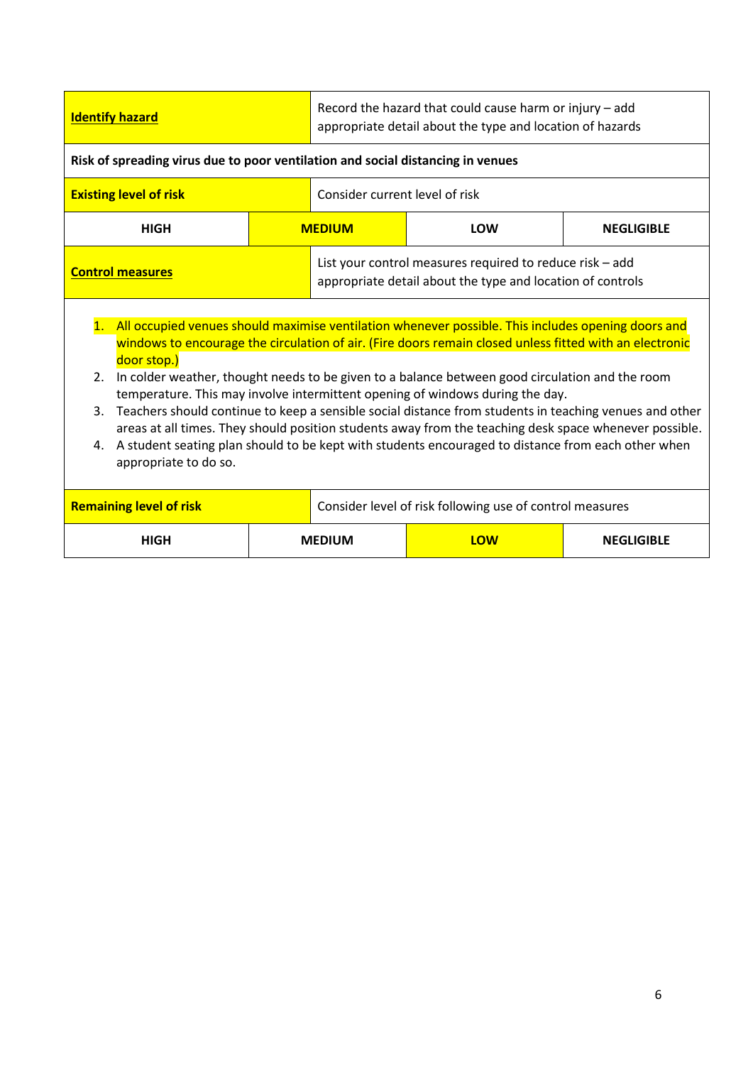| **Identify hazard** | Record the hazard that could cause harm or injury – add appropriate detail about the type and location of hazards | | |
|---|---|---|---|
| **Risk of spreading virus due to poor ventilation and social distancing in venues** | | | |
| **Existing level of risk** | Consider current level of risk | | |
| **HIGH** | **MEDIUM** | **LOW** | **NEGLIGIBLE** |
| **Control measures** | List your control measures required to reduce risk – add appropriate detail about the type and location of controls | | |

1. All occupied venues should maximise ventilation whenever possible. This includes opening doors and windows to encourage the circulation of air. (Fire doors remain closed unless fitted with an electronic door stop.)
2. In colder weather, thought needs to be given to a balance between good circulation and the room temperature. This may involve intermittent opening of windows during the day.
3. Teachers should continue to keep a sensible social distance from students in teaching venues and other areas at all times. They should position students away from the teaching desk space whenever possible.
4. A student seating plan should to be kept with students encouraged to distance from each other when appropriate to do so.

| **Remaining level of risk** | Consider level of risk following use of control measures | | |
|---|---|---|---|
| **HIGH** | **MEDIUM** | **LOW** | **NEGLIGIBLE** |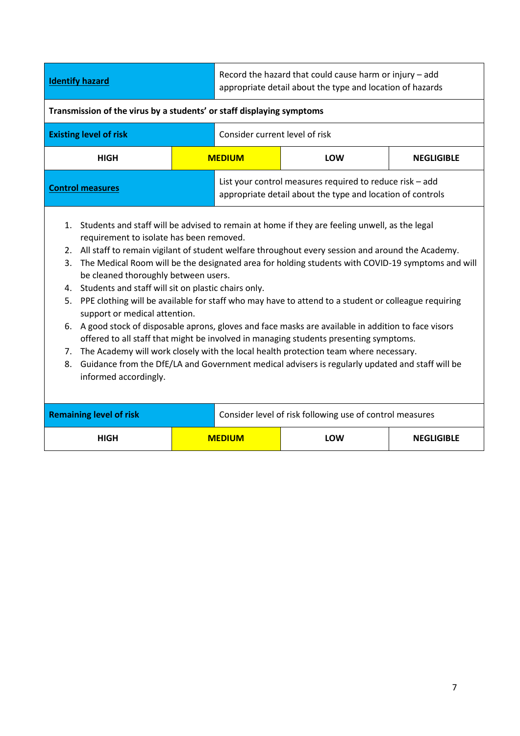| **Identify hazard** | Record the hazard that could cause harm or injury – add appropriate detail about the type and location of hazards | | |
|---|---|---|---|
| **Transmission of the virus by a students' or staff displaying symptoms** | | | |
| **Existing level of risk** | Consider current level of risk | | |
| **HIGH** | **MEDIUM** | **LOW** | **NEGLIGIBLE** |
| **Control measures** | List your control measures required to reduce risk – add appropriate detail about the type and location of controls | | |

1. Students and staff will be advised to remain at home if they are feeling unwell, as the legal requirement to isolate has been removed.
2. All staff to remain vigilant of student welfare throughout every session and around the Academy.
3. The Medical Room will be the designated area for holding students with COVID-19 symptoms and will be cleaned thoroughly between users.
4. Students and staff will sit on plastic chairs only.
5. PPE clothing will be available for staff who may have to attend to a student or colleague requiring support or medical attention.
6. A good stock of disposable aprons, gloves and face masks are available in addition to face visors offered to all staff that might be involved in managing students presenting symptoms.
7. The Academy will work closely with the local health protection team where necessary.
8. Guidance from the DfE/LA and Government medical advisers is regularly updated and staff will be informed accordingly.

| **Remaining level of risk** | Consider level of risk following use of control measures | | |
|---|---|---|---|
| **HIGH** | **MEDIUM** | **LOW** | **NEGLIGIBLE** |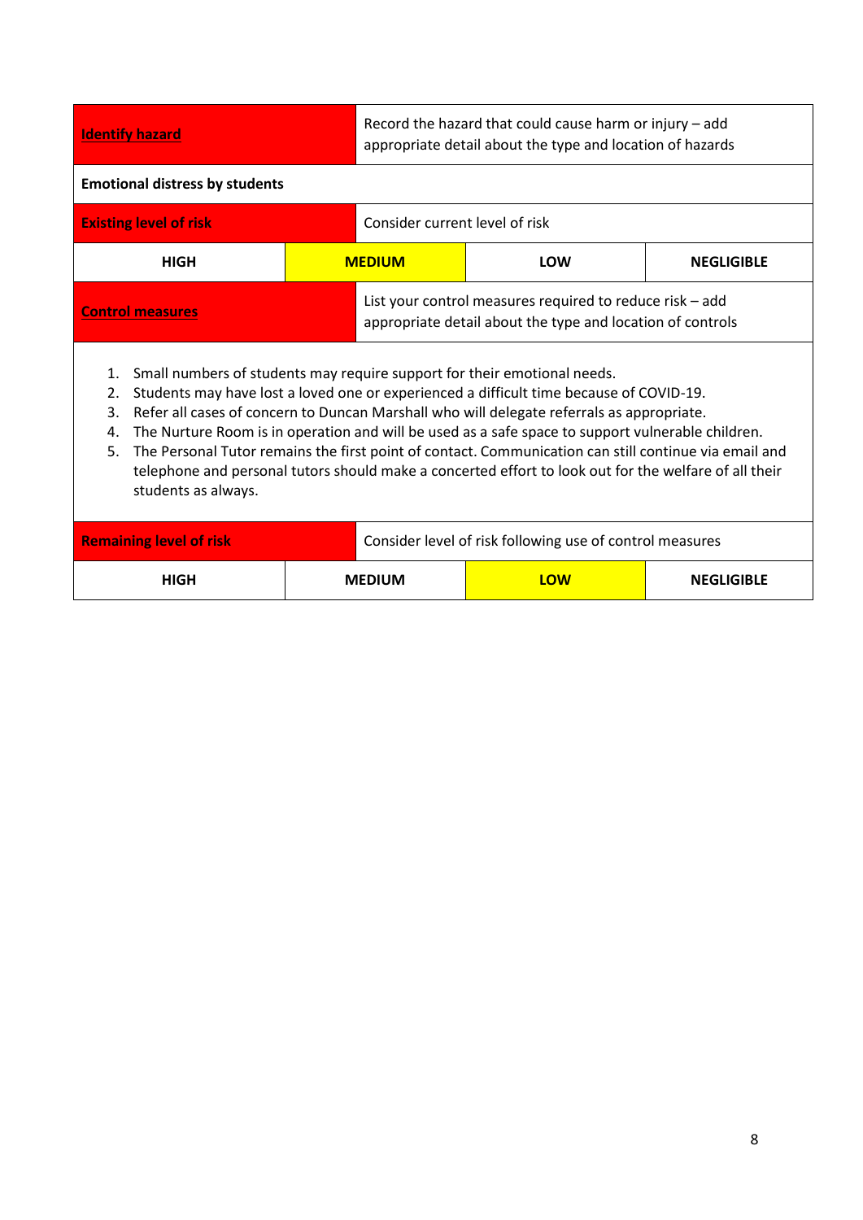| Identify hazard | Record the hazard that could cause harm or injury – add appropriate detail about the type and location of hazards | | |
|---|---|---|---|
| **Emotional distress by students** | | | |
| **Existing level of risk** | Consider current level of risk | | |
| **HIGH** | **MEDIUM** | **LOW** | **NEGLIGIBLE** |
| **Control measures** | List your control measures required to reduce risk – add appropriate detail about the type and location of controls | | |
| 1. Small numbers of students may require support for their emotional needs. 2. Students may have lost a loved one or experienced a difficult time because of COVID-19. 3. Refer all cases of concern to Duncan Marshall who will delegate referrals as appropriate. 4. The Nurture Room is in operation and will be used as a safe space to support vulnerable children. 5. The Personal Tutor remains the first point of contact. Communication can still continue via email and telephone and personal tutors should make a concerted effort to look out for the welfare of all their students as always. | | | |
| **Remaining level of risk** | Consider level of risk following use of control measures | | |
| **HIGH** | **MEDIUM** | **LOW** | **NEGLIGIBLE** |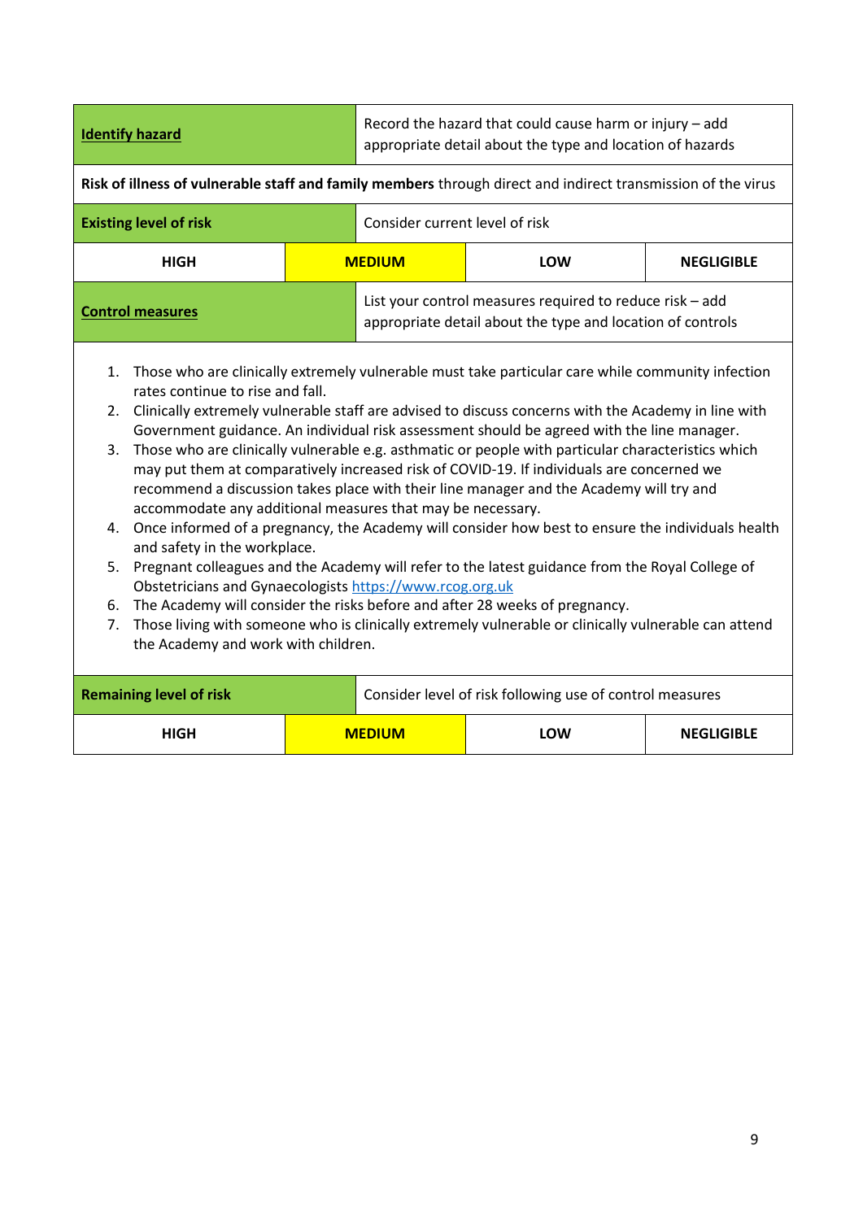| **Identify hazard** | Record the hazard that could cause harm or injury – add appropriate detail about the type and location of hazards | | |
|---|---|---|---|
| **Risk of illness of vulnerable staff and family members** through direct and indirect transmission of the virus | | | |
| **Existing level of risk** | Consider current level of risk | | |
| HIGH | **MEDIUM** | LOW | NEGLIGIBLE |
| **Control measures** | List your control measures required to reduce risk – add appropriate detail about the type and location of controls | | |

1. Those who are clinically extremely vulnerable must take particular care while community infection rates continue to rise and fall.
2. Clinically extremely vulnerable staff are advised to discuss concerns with the Academy in line with Government guidance. An individual risk assessment should be agreed with the line manager.
3. Those who are clinically vulnerable e.g. asthmatic or people with particular characteristics which may put them at comparatively increased risk of COVID-19. If individuals are concerned we recommend a discussion takes place with their line manager and the Academy will try and accommodate any additional measures that may be necessary.
4. Once informed of a pregnancy, the Academy will consider how best to ensure the individuals health and safety in the workplace.
5. Pregnant colleagues and the Academy will refer to the latest guidance from the Royal College of Obstetricians and Gynaecologists [https://www.rcog.org.uk](https://www.rcog.org.uk)
6. The Academy will consider the risks before and after 28 weeks of pregnancy.
7. Those living with someone who is clinically extremely vulnerable or clinically vulnerable can attend the Academy and work with children.

| **Remaining level of risk** | Consider level of risk following use of control measures | | |
|---|---|---|---|
| HIGH | **MEDIUM** | LOW | NEGLIGIBLE |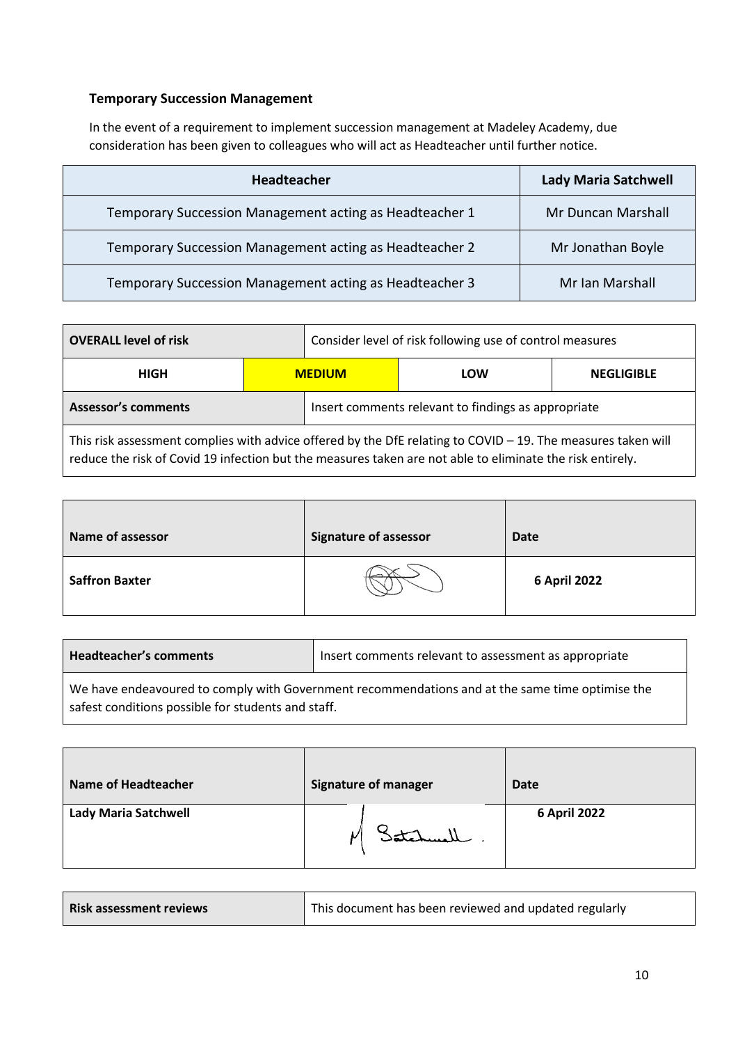### Temporary Succession Management

In the event of a requirement to implement succession management at Madeley Academy, due consideration has been given to colleagues who will act as Headteacher until further notice.

| Headteacher | Lady Maria Satchwell |
|---|---|
| Temporary Succession Management acting as Headteacher 1 | Mr Duncan Marshall |
| Temporary Succession Management acting as Headteacher 2 | Mr Jonathan Boyle |
| Temporary Succession Management acting as Headteacher 3 | Mr Ian Marshall |

| **OVERALL level of risk** | | Consider level of risk following use of control measures | |
|---|---|---|---|
| **HIGH** | **MEDIUM** | **LOW** | **NEGLIGIBLE** |
| **Assessor's comments** | | Insert comments relevant to findings as appropriate | |
| This risk assessment complies with advice offered by the DfE relating to COVID – 19. The measures taken will reduce the risk of Covid 19 infection but the measures taken are not able to eliminate the risk entirely. | | | |

| **Name of assessor** | **Signature of assessor** | **Date** |
|---|---|---|
| **Saffron Baxter** | | **6 April 2022** |

| **Headteacher's comments** | Insert comments relevant to assessment as appropriate |
|---|---|
| We have endeavoured to comply with Government recommendations and at the same time optimise the safest conditions possible for students and staff. | |

| **Name of Headteacher** | **Signature of manager** | **Date** |
|---|---|---|
| **Lady Maria Satchwell** | M Satchwell. | **6 April 2022** |

| | |
|---|---|
| **Risk assessment reviews** | This document has been reviewed and updated regularly |